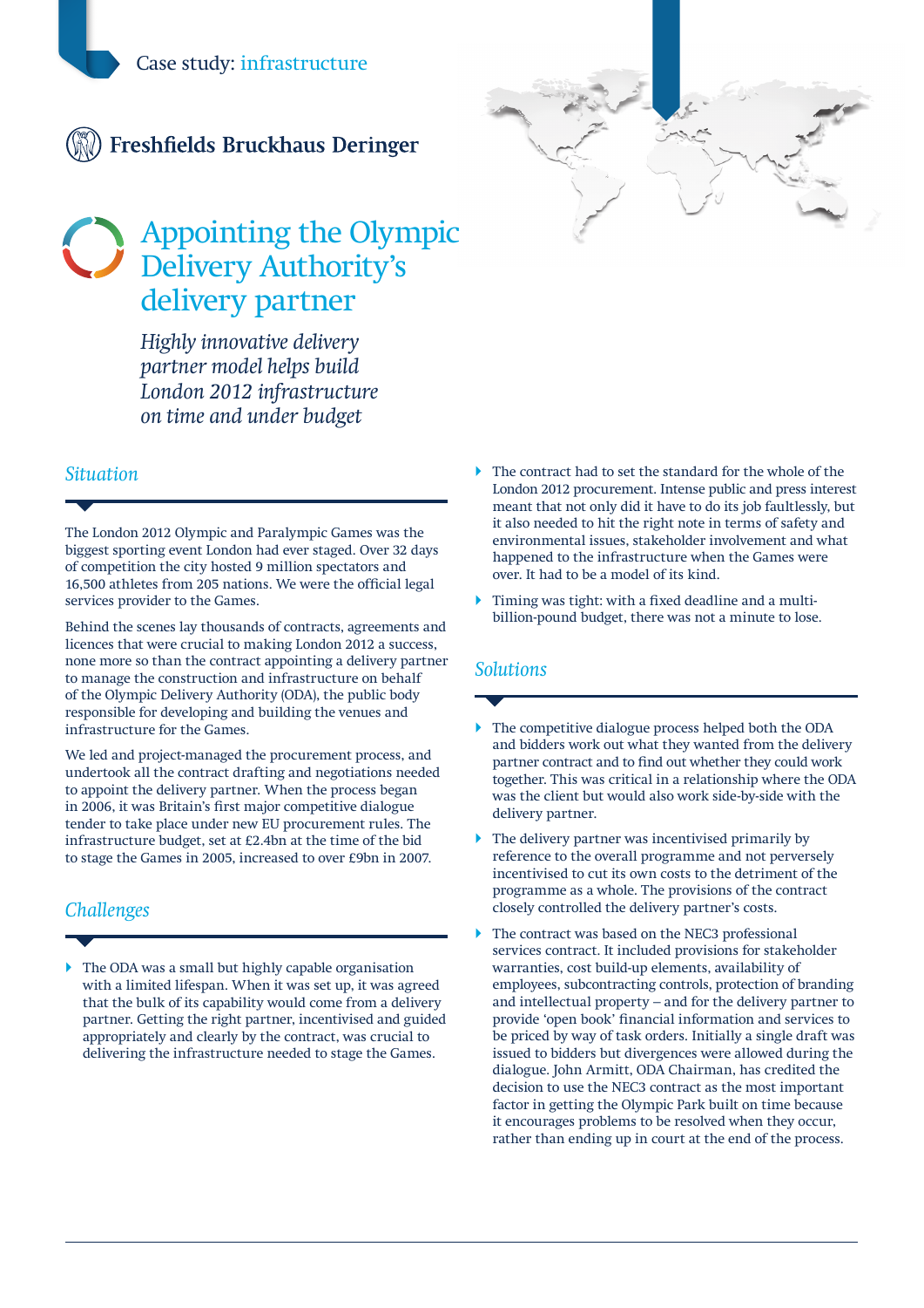Case study: infrastructure

Freshfields Bruckhaus Deringer

# Appointing the Olympic Delivery Authority's delivery partner

*Highly innovative delivery partner model helps build London 2012 infrastructure on time and under budget*

## *Situation*

The London 2012 Olympic and Paralympic Games was the biggest sporting event London had ever staged. Over 32 days of competition the city hosted 9 million spectators and 16,500 athletes from 205 nations. We were the official legal services provider to the Games.

Behind the scenes lay thousands of contracts, agreements and licences that were crucial to making London 2012 a success, none more so than the contract appointing a delivery partner to manage the construction and infrastructure on behalf of the Olympic Delivery Authority (ODA), the public body responsible for developing and building the venues and infrastructure for the Games.

We led and project-managed the procurement process, and undertook all the contract drafting and negotiations needed to appoint the delivery partner. When the process began in 2006, it was Britain's first major competitive dialogue tender to take place under new EU procurement rules. The infrastructure budget, set at £2.4bn at the time of the bid to stage the Games in 2005, increased to over £9bn in 2007.

## *Challenges*

- The ODA was a small but highly capable organisation with a limited lifespan. When it was set up, it was agreed that the bulk of its capability would come from a delivery partner. Getting the right partner, incentivised and guided appropriately and clearly by the contract, was crucial to delivering the infrastructure needed to stage the Games.
- The contract had to set the standard for the whole of the London 2012 procurement. Intense public and press interest meant that not only did it have to do its job faultlessly, but it also needed to hit the right note in terms of safety and environmental issues, stakeholder involvement and what happened to the infrastructure when the Games were over. It had to be a model of its kind.
- Timing was tight: with a fixed deadline and a multi-billion-pound budget, there was not a minute to lose.

## *Solutions*

- The competitive dialogue process helped both the ODA and bidders work out what they wanted from the delivery partner contract and to find out whether they could work together. This was critical in a relationship where the ODA was the client but would also work side-by-side with the delivery partner.
- The delivery partner was incentivised primarily by reference to the overall programme and not perversely incentivised to cut its own costs to the detriment of the programme as a whole. The provisions of the contract closely controlled the delivery partner's costs.
- The contract was based on the NEC3 professional services contract. It included provisions for stakeholder warranties, cost build-up elements, availability of employees, subcontracting controls, protection of branding and intellectual property – and for the delivery partner to provide 'open book' financial information and services to be priced by way of task orders. Initially a single draft was issued to bidders but divergences were allowed during the dialogue. John Armitt, ODA Chairman, has credited the decision to use the NEC3 contract as the most important factor in getting the Olympic Park built on time because it encourages problems to be resolved when they occur, rather than ending up in court at the end of the process.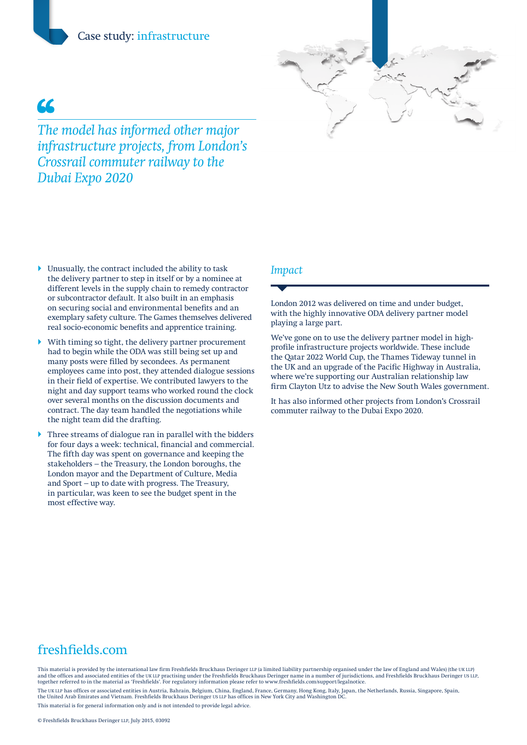Case study: infrastructure

> *The model has informed other major infrastructure projects, from London's Crossrail commuter railway to the Dubai Expo 2020*

- Unusually, the contract included the ability to task the delivery partner to step in itself or by a nominee at different levels in the supply chain to remedy contractor or subcontractor default. It also built in an emphasis on securing social and environmental benefits and an exemplary safety culture. The Games themselves delivered real socio-economic benefits and apprentice training.
- With timing so tight, the delivery partner procurement had to begin while the ODA was still being set up and many posts were filled by secondees. As permanent employees came into post, they attended dialogue sessions in their field of expertise. We contributed lawyers to the night and day support teams who worked round the clock over several months on the discussion documents and contract. The day team handled the negotiations while the night team did the drafting.
- Three streams of dialogue ran in parallel with the bidders for four days a week: technical, financial and commercial. The fifth day was spent on governance and keeping the stakeholders – the Treasury, the London boroughs, the London mayor and the Department of Culture, Media and Sport – up to date with progress. The Treasury, in particular, was keen to see the budget spent in the most effective way.

## *Impact*

London 2012 was delivered on time and under budget, with the highly innovative ODA delivery partner model playing a large part.

We've gone on to use the delivery partner model in high-profile infrastructure projects worldwide. These include the Qatar 2022 World Cup, the Thames Tideway tunnel in the UK and an upgrade of the Pacific Highway in Australia, where we're supporting our Australian relationship law firm Clayton Utz to advise the New South Wales government.

It has also informed other projects from London's Crossrail commuter railway to the Dubai Expo 2020.

freshfields.com

This material is provided by the international law firm Freshfields Bruckhaus Deringer LLP (a limited liability partnership organised under the law of England and Wales) (the UK LLP) and the offices and associated entities of the UK LLP practising under the Freshfields Bruckhaus Deringer name in a number of jurisdictions, and Freshfields Bruckhaus Deringer US LLP, together referred to in the material as 'Freshfields'. For regulatory information please refer to www.freshfields.com/support/legalnotice.

The UK LLP has offices or associated entities in Austria, Bahrain, Belgium, China, England, France, Germany, Hong Kong, Italy, Japan, the Netherlands, Russia, Singapore, Spain, the United Arab Emirates and Vietnam. Freshfields Bruckhaus Deringer US LLP has offices in New York City and Washington DC.

This material is for general information only and is not intended to provide legal advice.

© Freshfields Bruckhaus Deringer LLP, July 2015, 03092